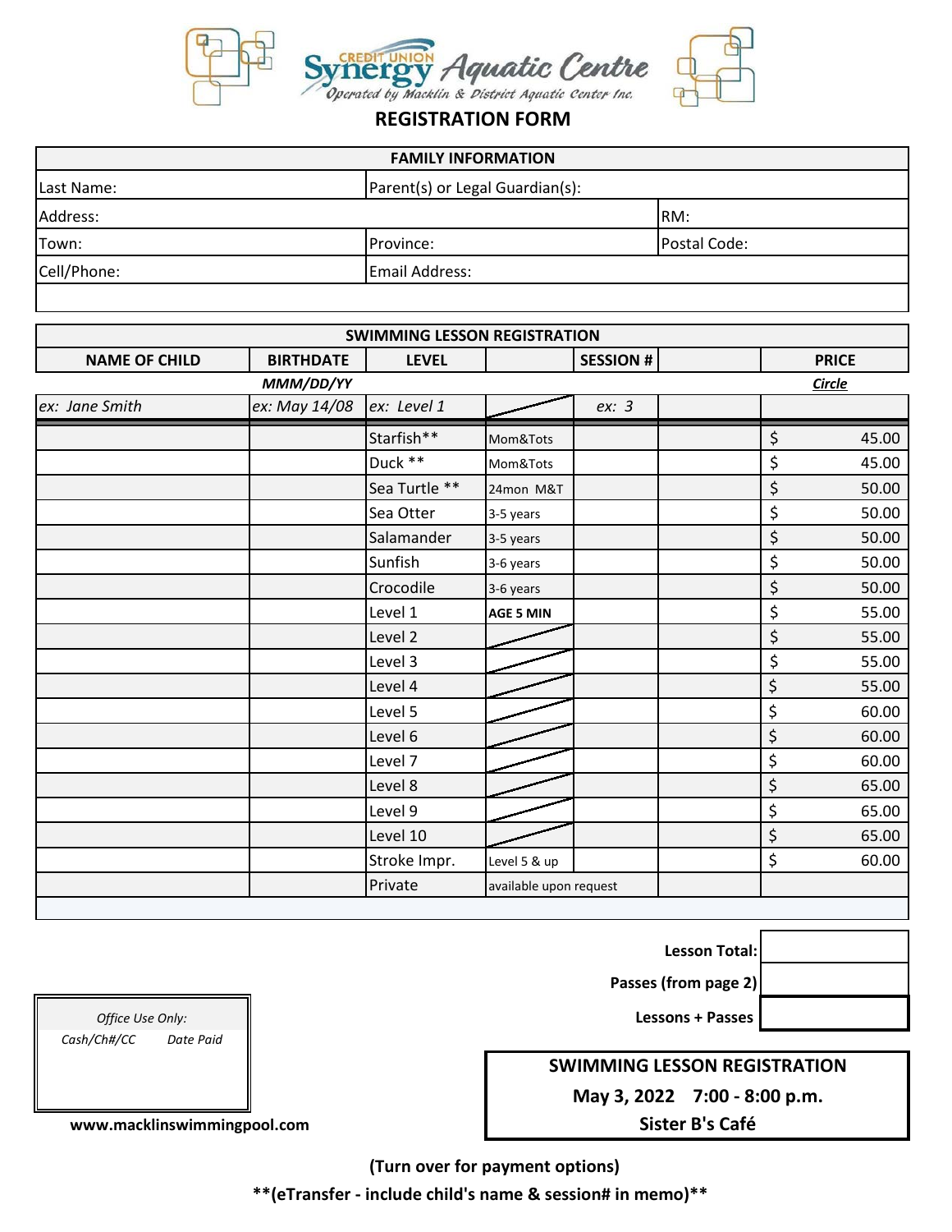Synergy Credit Union Aquatic Centre

*Operated by Macklin & District Aquatic Center Inc.*

## REGISTRATION FORM

| FAMILY INFORMATION | | |
|---|---|---|
| Last Name: | Parent(s) or Legal Guardian(s): | |
| Address: | | RM: |
| Town: | Province: | Postal Code: |
| Cell/Phone: | Email Address: | |

**SWIMMING LESSON REGISTRATION**

| NAME OF CHILD | BIRTHDATE | LEVEL | | SESSION # | | PRICE |
|---|---|---|---|---|---|---|
| | *MMM/DD/YY* | | | | | ***Circle*** |
| *ex: Jane Smith* | *ex: May 14/08* | *ex: Level 1* | | *ex: 3* | | |
| | | Starfish** | Mom&Tots | | | $ 45.00 |
| | | Duck ** | Mom&Tots | | | $ 45.00 |
| | | Sea Turtle ** | 24mon M&T | | | $ 50.00 |
| | | Sea Otter | 3-5 years | | | $ 50.00 |
| | | Salamander | 3-5 years | | | $ 50.00 |
| | | Sunfish | 3-6 years | | | $ 50.00 |
| | | Crocodile | 3-6 years | | | $ 50.00 |
| | | Level 1 | **AGE 5 MIN** | | | $ 55.00 |
| | | Level 2 | | | | $ 55.00 |
| | | Level 3 | | | | $ 55.00 |
| | | Level 4 | | | | $ 55.00 |
| | | Level 5 | | | | $ 60.00 |
| | | Level 6 | | | | $ 60.00 |
| | | Level 7 | | | | $ 60.00 |
| | | Level 8 | | | | $ 65.00 |
| | | Level 9 | | | | $ 65.00 |
| | | Level 10 | | | | $ 65.00 |
| | | Stroke Impr. | Level 5 & up | | | $ 60.00 |
| | | Private | available upon request | | | |

| | |
|---|---|
| **Lesson Total:** | |
| **Passes (from page 2)** | |
| **Lessons + Passes** | |

*Office Use Only:*
*Cash/Ch#/CC* *Date Paid*

**www.macklinswimmingpool.com**

**SWIMMING LESSON REGISTRATION**
**May 3, 2022 7:00 - 8:00 p.m.**
**Sister B's Café**

**(Turn over for payment options)**

****(eTransfer - include child's name & session# in memo)****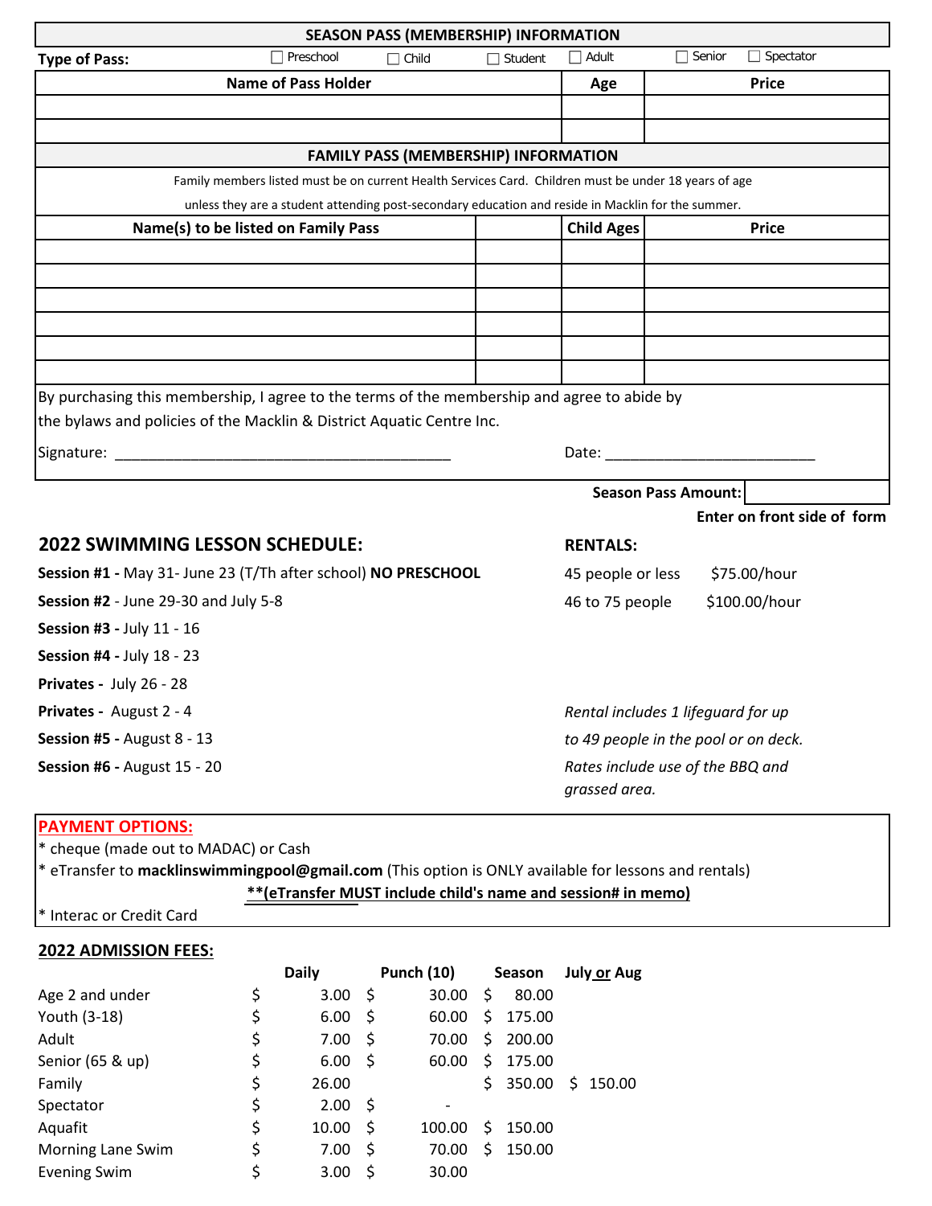## SEASON PASS (MEMBERSHIP) INFORMATION

**Type of Pass:** ☐ Preschool ☐ Child ☐ Student ☐ Adult ☐ Senior ☐ Spectator

| Name of Pass Holder | Age | Price |
|---|---|---|
| | | |
| | | |

## FAMILY PASS (MEMBERSHIP) INFORMATION

Family members listed must be on current Health Services Card. Children must be under 18 years of age unless they are a student attending post-secondary education and reside in Macklin for the summer.

| Name(s) to be listed on Family Pass | | Child Ages | Price |
|---|---|---|---|
| | | | |
| | | | |
| | | | |
| | | | |
| | | | |
| | | | |

By purchasing this membership, I agree to the terms of the membership and agree to abide by the bylaws and policies of the Macklin & District Aquatic Centre Inc.

Signature: ________________________________________ Date: _________________________

**Season Pass Amount:** ______

**Enter on front side of form**

## 2022 SWIMMING LESSON SCHEDULE:

**Session #1 -** May 31- June 23 (T/Th after school) **NO PRESCHOOL**

**Session #2** - June 29-30 and July 5-8

**Session #3 -** July 11 - 16

**Session #4 -** July 18 - 23

**Privates -** July 26 - 28

**Privates -** August 2 - 4

**Session #5 -** August 8 - 13

**Session #6 -** August 15 - 20

## RENTALS:

| | |
|---|---|
| 45 people or less | $75.00/hour |
| 46 to 75 people | $100.00/hour |

*Rental includes 1 lifeguard for up to 49 people in the pool or on deck. Rates include use of the BBQ and grassed area.*

## PAYMENT OPTIONS:

* cheque (made out to MADAC) or Cash
* eTransfer to **macklinswimmingpool@gmail.com** (This option is ONLY available for lessons and rentals)
 **\*\*(eTransfer MUST include child's name and session# in memo)**
* Interac or Credit Card

## 2022 ADMISSION FEES:

| | Daily | Punch (10) | Season | July or Aug |
|---|---|---|---|---|
| Age 2 and under | $ 3.00 | $ 30.00 | $ 80.00 | |
| Youth (3-18) | $ 6.00 | $ 60.00 | $ 175.00 | |
| Adult | $ 7.00 | $ 70.00 | $ 200.00 | |
| Senior (65 & up) | $ 6.00 | $ 60.00 | $ 175.00 | |
| Family | $ 26.00 | | $ 350.00 | $ 150.00 |
| Spectator | $ 2.00 | $ - | | |
| Aquafit | $ 10.00 | $ 100.00 | $ 150.00 | |
| Morning Lane Swim | $ 7.00 | $ 70.00 | $ 150.00 | |
| Evening Swim | $ 3.00 | $ 30.00 | | |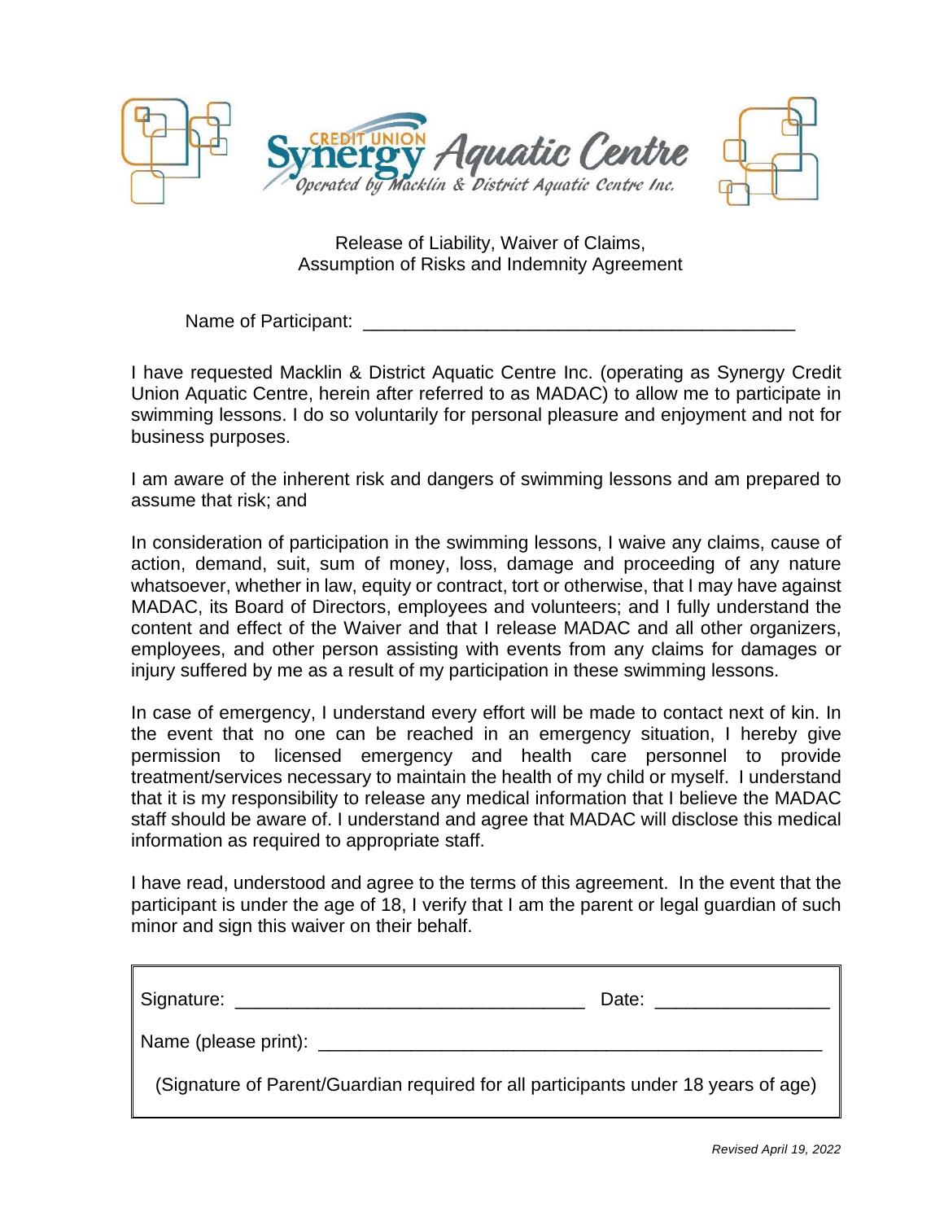Credit Union Synergy Aquatic Centre
*Operated by Macklin & District Aquatic Centre Inc.*

## Release of Liability, Waiver of Claims, Assumption of Risks and Indemnity Agreement

Name of Participant: ___________________________________________

I have requested Macklin & District Aquatic Centre Inc. (operating as Synergy Credit Union Aquatic Centre, herein after referred to as MADAC) to allow me to participate in swimming lessons. I do so voluntarily for personal pleasure and enjoyment and not for business purposes.

I am aware of the inherent risk and dangers of swimming lessons and am prepared to assume that risk; and

In consideration of participation in the swimming lessons, I waive any claims, cause of action, demand, suit, sum of money, loss, damage and proceeding of any nature whatsoever, whether in law, equity or contract, tort or otherwise, that I may have against MADAC, its Board of Directors, employees and volunteers; and I fully understand the content and effect of the Waiver and that I release MADAC and all other organizers, employees, and other person assisting with events from any claims for damages or injury suffered by me as a result of my participation in these swimming lessons.

In case of emergency, I understand every effort will be made to contact next of kin. In the event that no one can be reached in an emergency situation, I hereby give permission to licensed emergency and health care personnel to provide treatment/services necessary to maintain the health of my child or myself. I understand that it is my responsibility to release any medical information that I believe the MADAC staff should be aware of. I understand and agree that MADAC will disclose this medical information as required to appropriate staff.

I have read, understood and agree to the terms of this agreement. In the event that the participant is under the age of 18, I verify that I am the parent or legal guardian of such minor and sign this waiver on their behalf.

Signature: __________________________________ Date: ________________

Name (please print): __________________________________________________

(Signature of Parent/Guardian required for all participants under 18 years of age)

*Revised April 19, 2022*